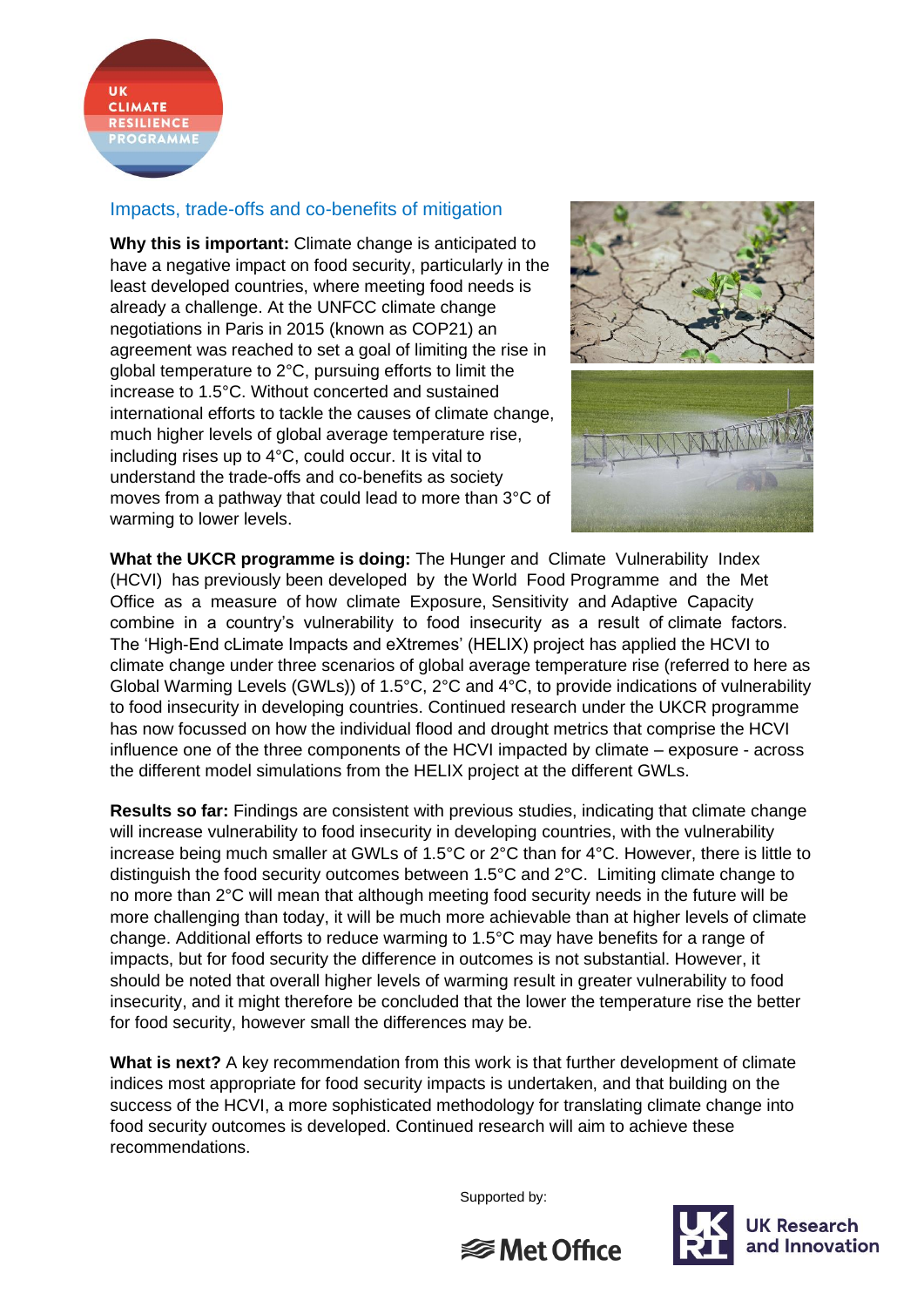## Impacts, trade-offs and co-benefits of mitigation

**Why this is important:** Climate change is anticipated to have a negative impact on food security, particularly in the least developed countries, where meeting food needs is already a challenge. At the UNFCC climate change negotiations in Paris in 2015 (known as COP21) an agreement was reached to set a goal of limiting the rise in global temperature to 2°C, pursuing efforts to limit the increase to 1.5°C. Without concerted and sustained international efforts to tackle the causes of climate change, much higher levels of global average temperature rise, including rises up to 4°C, could occur. It is vital to understand the trade-offs and co-benefits as society moves from a pathway that could lead to more than 3°C of warming to lower levels.

**What the UKCR programme is doing:** The Hunger and Climate Vulnerability Index (HCVI) has previously been developed by the World Food Programme and the Met Office as a measure of how climate Exposure, Sensitivity and Adaptive Capacity combine in a country's vulnerability to food insecurity as a result of climate factors. The 'High-End cLimate Impacts and eXtremes' (HELIX) project has applied the HCVI to climate change under three scenarios of global average temperature rise (referred to here as Global Warming Levels (GWLs)) of 1.5°C, 2°C and 4°C, to provide indications of vulnerability to food insecurity in developing countries. Continued research under the UKCR programme has now focussed on how the individual flood and drought metrics that comprise the HCVI influence one of the three components of the HCVI impacted by climate – exposure - across the different model simulations from the HELIX project at the different GWLs.

**Results so far:** Findings are consistent with previous studies, indicating that climate change will increase vulnerability to food insecurity in developing countries, with the vulnerability increase being much smaller at GWLs of 1.5°C or 2°C than for 4°C. However, there is little to distinguish the food security outcomes between 1.5°C and 2°C. Limiting climate change to no more than 2°C will mean that although meeting food security needs in the future will be more challenging than today, it will be much more achievable than at higher levels of climate change. Additional efforts to reduce warming to 1.5°C may have benefits for a range of impacts, but for food security the difference in outcomes is not substantial. However, it should be noted that overall higher levels of warming result in greater vulnerability to food insecurity, and it might therefore be concluded that the lower the temperature rise the better for food security, however small the differences may be.

**What is next?** A key recommendation from this work is that further development of climate indices most appropriate for food security impacts is undertaken, and that building on the success of the HCVI, a more sophisticated methodology for translating climate change into food security outcomes is developed. Continued research will aim to achieve these recommendations.

Supported by: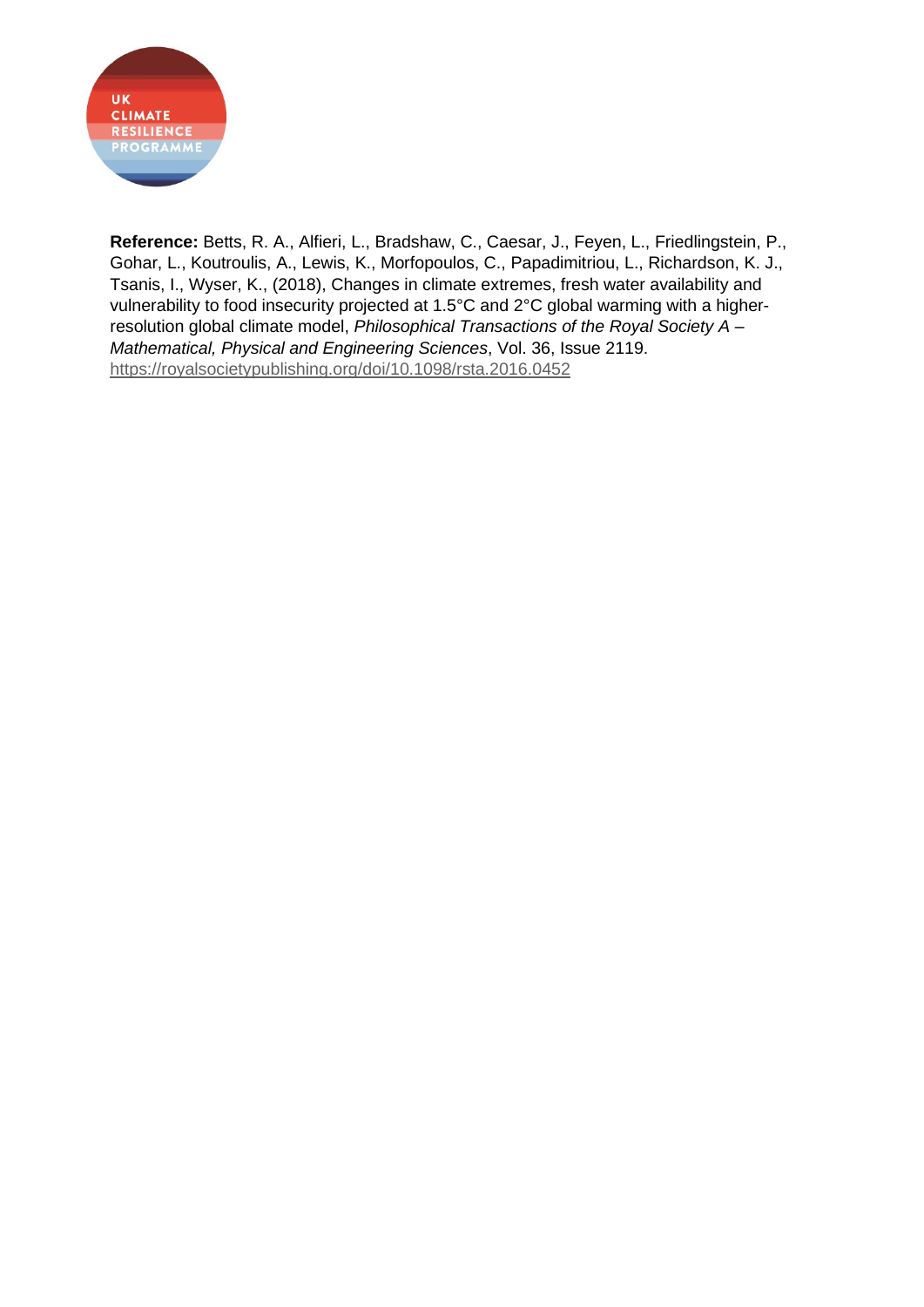**Reference:** Betts, R. A., Alfieri, L., Bradshaw, C., Caesar, J., Feyen, L., Friedlingstein, P., Gohar, L., Koutroulis, A., Lewis, K., Morfopoulos, C., Papadimitriou, L., Richardson, K. J., Tsanis, I., Wyser, K., (2018), Changes in climate extremes, fresh water availability and vulnerability to food insecurity projected at 1.5°C and 2°C global warming with a higher-resolution global climate model, *Philosophical Transactions of the Royal Society A – Mathematical, Physical and Engineering Sciences*, Vol. 36, Issue 2119. https://royalsocietypublishing.org/doi/10.1098/rsta.2016.0452